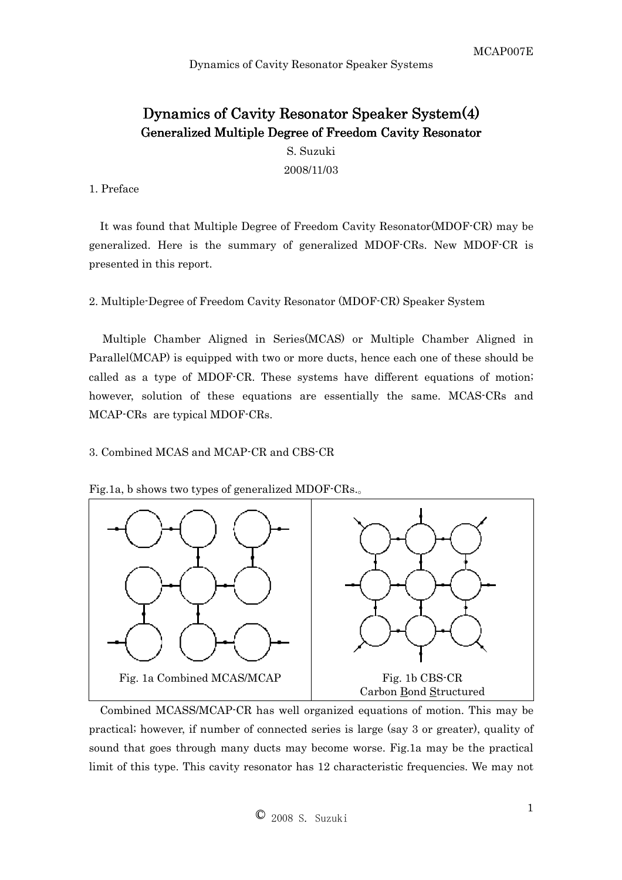# Dynamics of Cavity Resonator Speaker System(4)

## Generalized Multiple Degree of Freedom Cavity Resonator

S. Suzuki

2008/11/03

1. Preface

It was found that Multiple Degree of Freedom Cavity Resonator(MDOF-CR) may be generalized. Here is the summary of generalized MDOF-CRs. New MDOF-CR is presented in this report.

2. Multiple-Degree of Freedom Cavity Resonator (MDOF-CR) Speaker System

Multiple Chamber Aligned in Series(MCAS) or Multiple Chamber Aligned in Parallel(MCAP) is equipped with two or more ducts, hence each one of these should be called as a type of MDOF-CR. These systems have different equations of motion; however, solution of these equations are essentially the same. MCAS-CRs and MCAP-CRs are typical MDOF-CRs.

3. Combined MCAS and MCAP-CR and CBS-CR

Fig.1a, b shows two types of generalized MDOF-CRs.。

Fig. 1a Combined MCAS/MCAP

Fig. 1b CBS-CR
Carbon Bond Structured

Combined MCASS/MCAP-CR has well organized equations of motion. This may be practical; however, if number of connected series is large (say 3 or greater), quality of sound that goes through many ducts may become worse. Fig.1a may be the practical limit of this type. This cavity resonator has 12 characteristic frequencies. We may not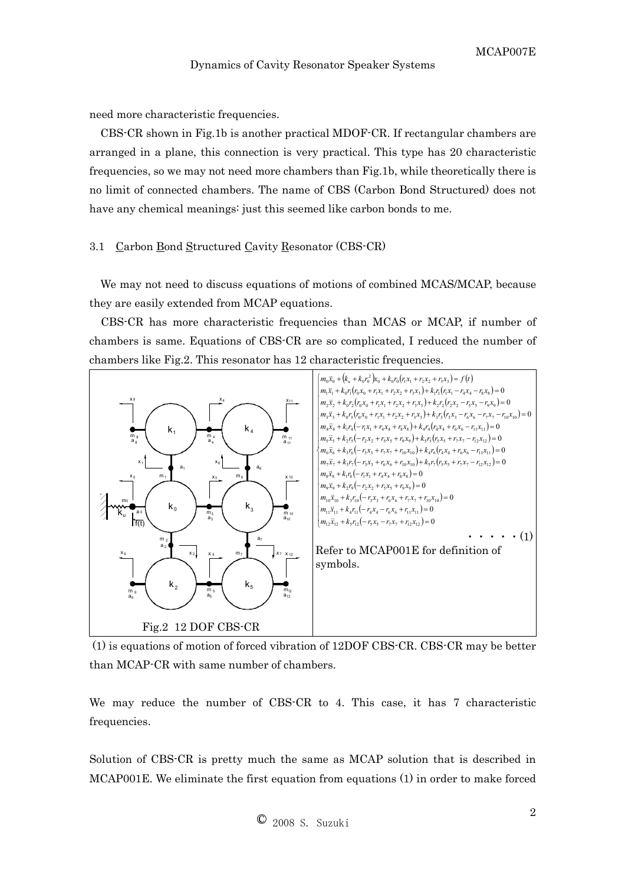need more characteristic frequencies.

CBS-CR shown in Fig.1b is another practical MDOF-CR. If rectangular chambers are arranged in a plane, this connection is very practical. This type has 20 characteristic frequencies, so we may not need more chambers than Fig.1b, while theoretically there is no limit of connected chambers. The name of CBS (Carbon Bond Structured) does not have any chemical meanings: just this seemed like carbon bonds to me.

### 3.1 Carbon Bond Structured Cavity Resonator (CBS-CR)

We may not need to discuss equations of motions of combined MCAS/MCAP, because they are easily extended from MCAP equations.

CBS-CR has more characteristic frequencies than MCAS or MCAP, if number of chambers is same. Equations of CBS-CR are so complicated, I reduced the number of chambers like Fig.2. This resonator has 12 characteristic frequencies.

Fig.2 12 DOF CBS-CR

$$
\begin{cases}
m_0\ddot{x}_0 + \left(k_u + k_0 r_0^2\right)x_0 + k_0 r_0\left(r_1x_1 + r_2x_2 + r_3x_3\right) = f(t) \\
m_1\ddot{x}_1 + k_0 r_1\left(r_0x_0 + r_1x_1 + r_2x_2 + r_3x_3\right) + k_1 r_1\left(r_1x_1 - r_4x_4 - r_8x_8\right) = 0 \\
m_2\ddot{x}_2 + k_0 r_2\left(r_0x_0 + r_1x_1 + r_2x_2 + r_3x_3\right) + k_2 r_2\left(r_2x_2 - r_5x_5 - r_9x_9\right) = 0 \\
m_3\ddot{x}_3 + k_0 r_3\left(r_0x_0 + r_1x_1 + r_2x_2 + r_3x_3\right) + k_3 r_3\left(r_3x_3 - r_6x_6 - r_7x_7 - r_{10}x_{10}\right) = 0 \\
m_4\ddot{x}_4 + k_1 r_4\left(-r_1x_1 + r_4x_4 + r_8x_8\right) + k_4 r_4\left(r_4x_4 + r_6x_6 - r_{11}x_{11}\right) = 0 \\
m_5\ddot{x}_5 + k_2 r_5\left(-r_2x_2 + r_5x_5 + r_9x_9\right) + k_5 r_5\left(r_5x_5 + r_7x_7 - r_{12}x_{12}\right) = 0 \\
m_6\ddot{x}_6 + k_3 r_6\left(-r_3x_3 + r_7x_7 + r_{10}x_{10}\right) + k_4 r_6\left(r_4x_4 + r_6x_6 - r_{11}x_{11}\right) = 0 \\
m_7\ddot{x}_7 + k_3 r_7\left(-r_3x_3 + r_6x_6 + r_{10}x_{10}\right) + k_5 r_7\left(r_5x_5 + r_7x_7 - r_{12}x_{12}\right) = 0 \\
m_8\ddot{x}_8 + k_1 r_8\left(-r_1x_1 + r_4x_4 + r_8x_8\right) = 0 \\
m_9\ddot{x}_9 + k_2 r_9\left(-r_2x_2 + r_5x_5 + r_9x_9\right) = 0 \\
m_{10}\ddot{x}_{10} + k_3 r_{10}\left(-r_3x_3 + r_6x_6 + r_7x_7 + r_{10}x_{10}\right) = 0 \\
m_{11}\ddot{x}_{11} + k_4 r_{11}\left(-r_4x_4 - r_6x_6 + r_{11}x_{11}\right) = 0 \\
m_{12}\ddot{x}_{12} + k_5 r_{12}\left(-r_5x_5 - r_7x_7 + r_{12}x_{12}\right) = 0
\end{cases}
\quad \cdots\cdots (1)
$$

Refer to MCAP001E for definition of symbols.

(1) is equations of motion of forced vibration of 12DOF CBS-CR. CBS-CR may be better than MCAP-CR with same number of chambers.

We may reduce the number of CBS-CR to 4. This case, it has 7 characteristic frequencies.

Solution of CBS-CR is pretty much the same as MCAP solution that is described in MCAP001E. We eliminate the first equation from equations (1) in order to make forced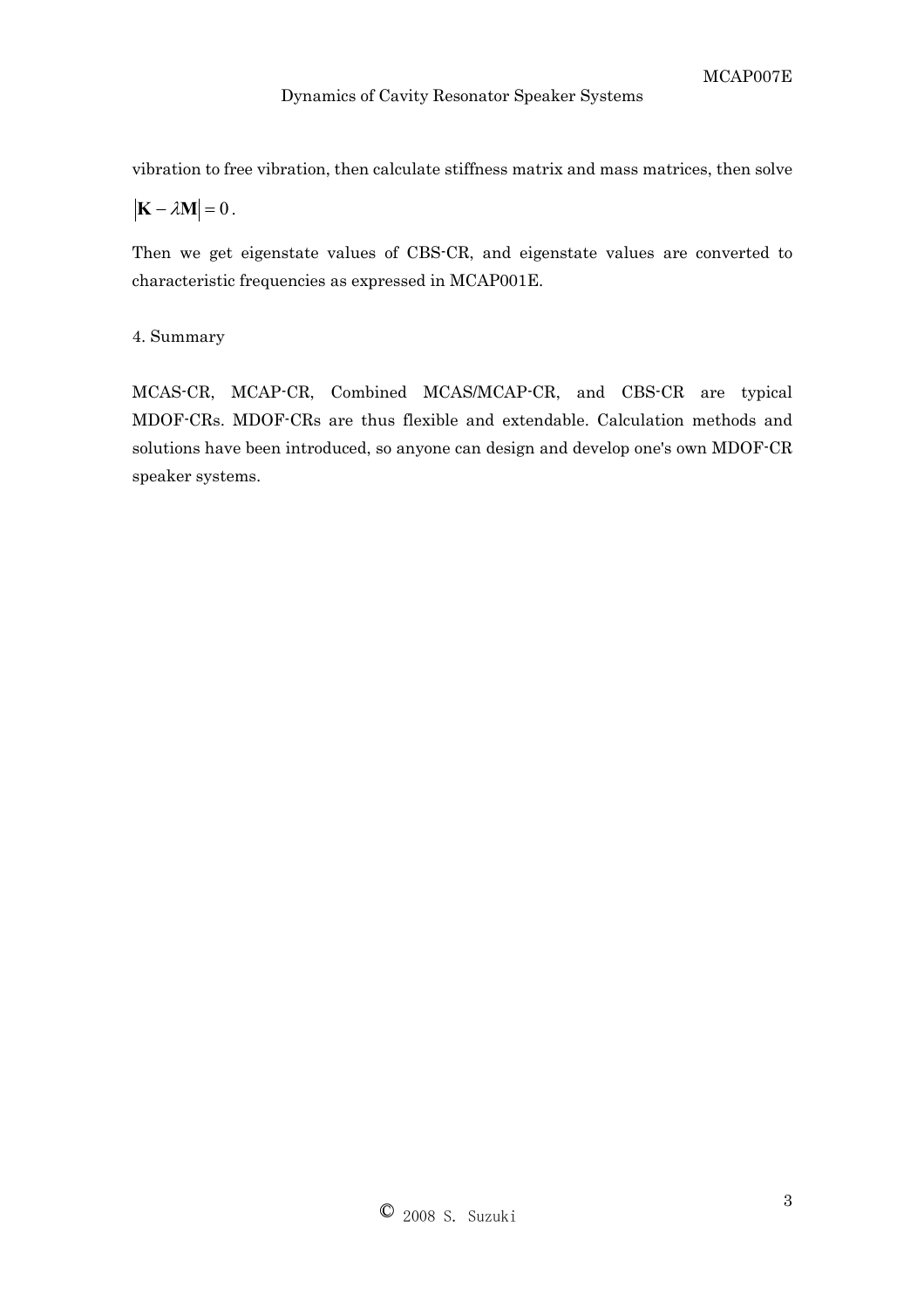vibration to free vibration, then calculate stiffness matrix and mass matrices, then solve

$$\left|\mathbf{K} - \lambda\mathbf{M}\right| = 0 .$$

Then we get eigenstate values of CBS-CR, and eigenstate values are converted to characteristic frequencies as expressed in MCAP001E.

## 4. Summary

MCAS-CR, MCAP-CR, Combined MCAS/MCAP-CR, and CBS-CR are typical MDOF-CRs. MDOF-CRs are thus flexible and extendable. Calculation methods and solutions have been introduced, so anyone can design and develop one's own MDOF-CR speaker systems.